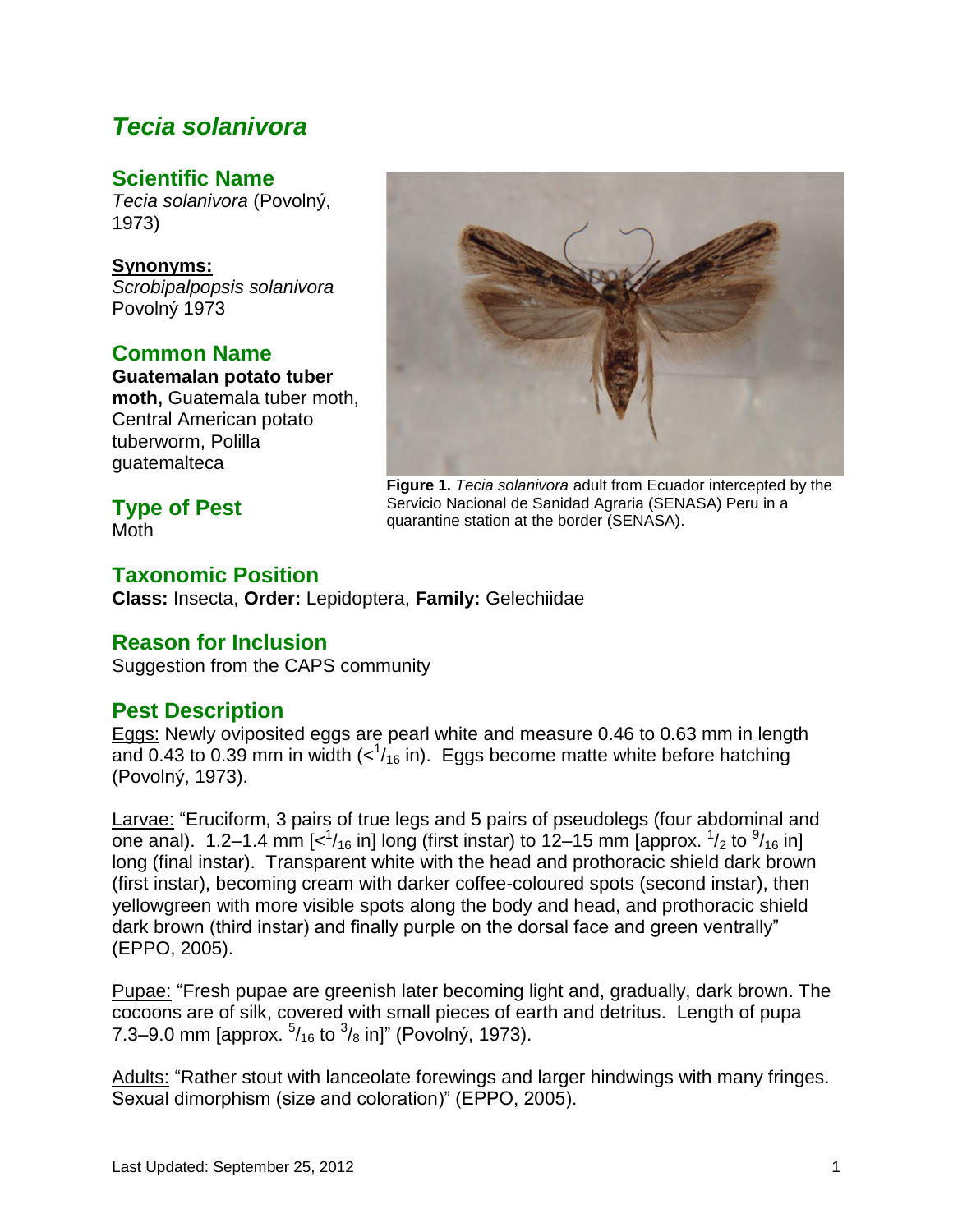# *Tecia solanivora*

## Scientific Name

*Tecia solanivora* (Povolný, 1973)

**Synonyms:**
*Scrobipalpopsis solanivora* Povolný 1973

## Common Name

**Guatemalan potato tuber moth,** Guatemala tuber moth, Central American potato tuberworm, Polilla guatemalteca

## Type of Pest

Moth

**Figure 1.** *Tecia solanivora* adult from Ecuador intercepted by the Servicio Nacional de Sanidad Agraria (SENASA) Peru in a quarantine station at the border (SENASA).

## Taxonomic Position

**Class:** Insecta, **Order:** Lepidoptera, **Family:** Gelechiidae

## Reason for Inclusion

Suggestion from the CAPS community

## Pest Description

Eggs: Newly oviposited eggs are pearl white and measure 0.46 to 0.63 mm in length and 0.43 to 0.39 mm in width (<$^{1}/_{16}$ in). Eggs become matte white before hatching (Povolný, 1973).

Larvae: "Eruciform, 3 pairs of true legs and 5 pairs of pseudolegs (four abdominal and one anal). 1.2–1.4 mm [<$^{1}/_{16}$ in] long (first instar) to 12–15 mm [approx. $^{1}/_{2}$ to $^{9}/_{16}$ in] long (final instar). Transparent white with the head and prothoracic shield dark brown (first instar), becoming cream with darker coffee-coloured spots (second instar), then yellowgreen with more visible spots along the body and head, and prothoracic shield dark brown (third instar) and finally purple on the dorsal face and green ventrally" (EPPO, 2005).

Pupae: "Fresh pupae are greenish later becoming light and, gradually, dark brown. The cocoons are of silk, covered with small pieces of earth and detritus. Length of pupa 7.3–9.0 mm [approx. $^{5}/_{16}$ to $^{3}/_{8}$ in]" (Povolný, 1973).

Adults: "Rather stout with lanceolate forewings and larger hindwings with many fringes. Sexual dimorphism (size and coloration)" (EPPO, 2005).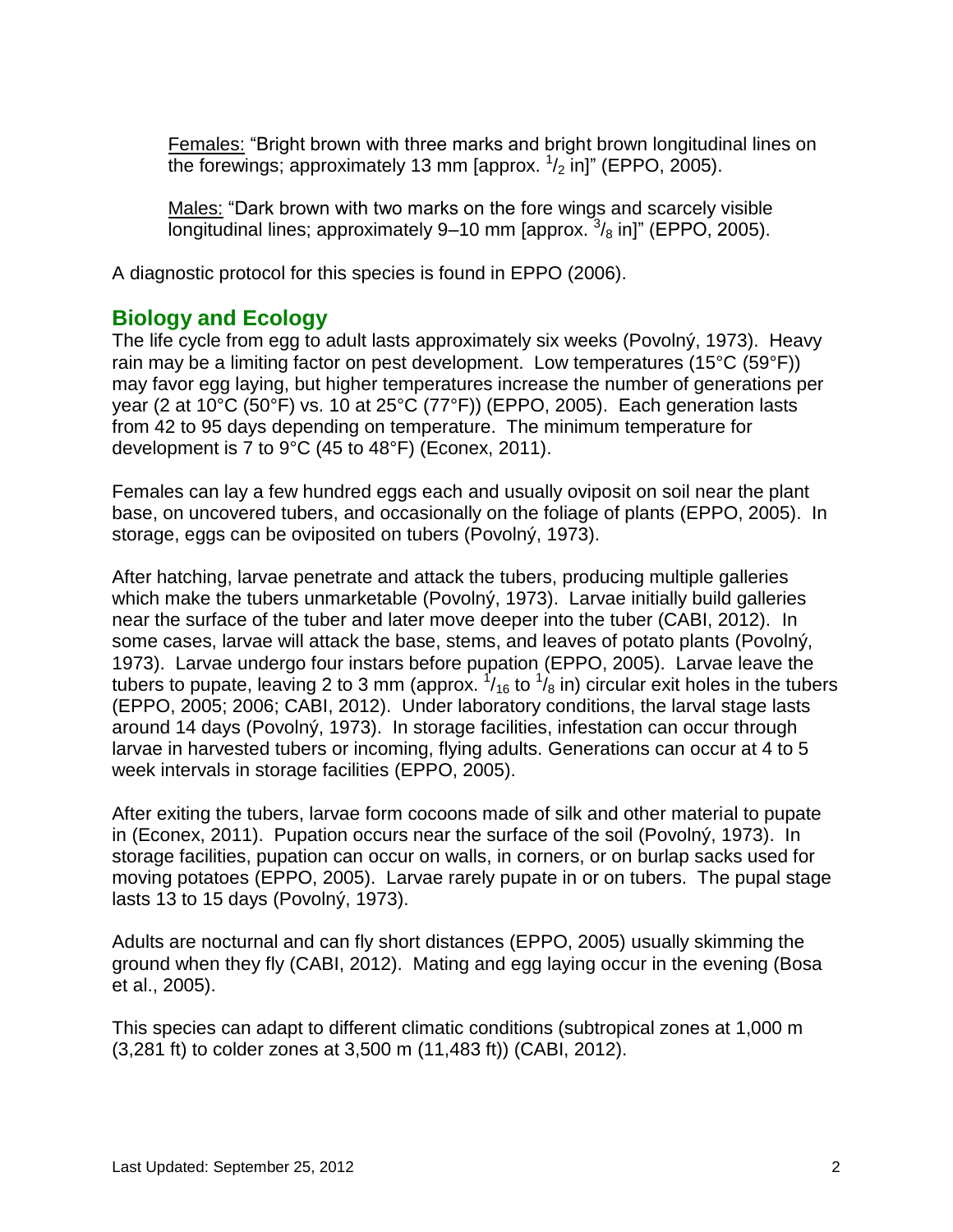Females: "Bright brown with three marks and bright brown longitudinal lines on the forewings; approximately 13 mm [approx. $^{1}/_{2}$ in]" (EPPO, 2005).

Males: "Dark brown with two marks on the fore wings and scarcely visible longitudinal lines; approximately 9–10 mm [approx. $^{3}/_{8}$ in]" (EPPO, 2005).

A diagnostic protocol for this species is found in EPPO (2006).

## Biology and Ecology

The life cycle from egg to adult lasts approximately six weeks (Povolný, 1973). Heavy rain may be a limiting factor on pest development. Low temperatures (15°C (59°F)) may favor egg laying, but higher temperatures increase the number of generations per year (2 at 10°C (50°F) vs. 10 at 25°C (77°F)) (EPPO, 2005). Each generation lasts from 42 to 95 days depending on temperature. The minimum temperature for development is 7 to 9°C (45 to 48°F) (Econex, 2011).

Females can lay a few hundred eggs each and usually oviposit on soil near the plant base, on uncovered tubers, and occasionally on the foliage of plants (EPPO, 2005). In storage, eggs can be oviposited on tubers (Povolný, 1973).

After hatching, larvae penetrate and attack the tubers, producing multiple galleries which make the tubers unmarketable (Povolný, 1973). Larvae initially build galleries near the surface of the tuber and later move deeper into the tuber (CABI, 2012). In some cases, larvae will attack the base, stems, and leaves of potato plants (Povolný, 1973). Larvae undergo four instars before pupation (EPPO, 2005). Larvae leave the tubers to pupate, leaving 2 to 3 mm (approx. $^{1}/_{16}$ to $^{1}/_{8}$ in) circular exit holes in the tubers (EPPO, 2005; 2006; CABI, 2012). Under laboratory conditions, the larval stage lasts around 14 days (Povolný, 1973). In storage facilities, infestation can occur through larvae in harvested tubers or incoming, flying adults. Generations can occur at 4 to 5 week intervals in storage facilities (EPPO, 2005).

After exiting the tubers, larvae form cocoons made of silk and other material to pupate in (Econex, 2011). Pupation occurs near the surface of the soil (Povolný, 1973). In storage facilities, pupation can occur on walls, in corners, or on burlap sacks used for moving potatoes (EPPO, 2005). Larvae rarely pupate in or on tubers. The pupal stage lasts 13 to 15 days (Povolný, 1973).

Adults are nocturnal and can fly short distances (EPPO, 2005) usually skimming the ground when they fly (CABI, 2012). Mating and egg laying occur in the evening (Bosa et al., 2005).

This species can adapt to different climatic conditions (subtropical zones at 1,000 m (3,281 ft) to colder zones at 3,500 m (11,483 ft)) (CABI, 2012).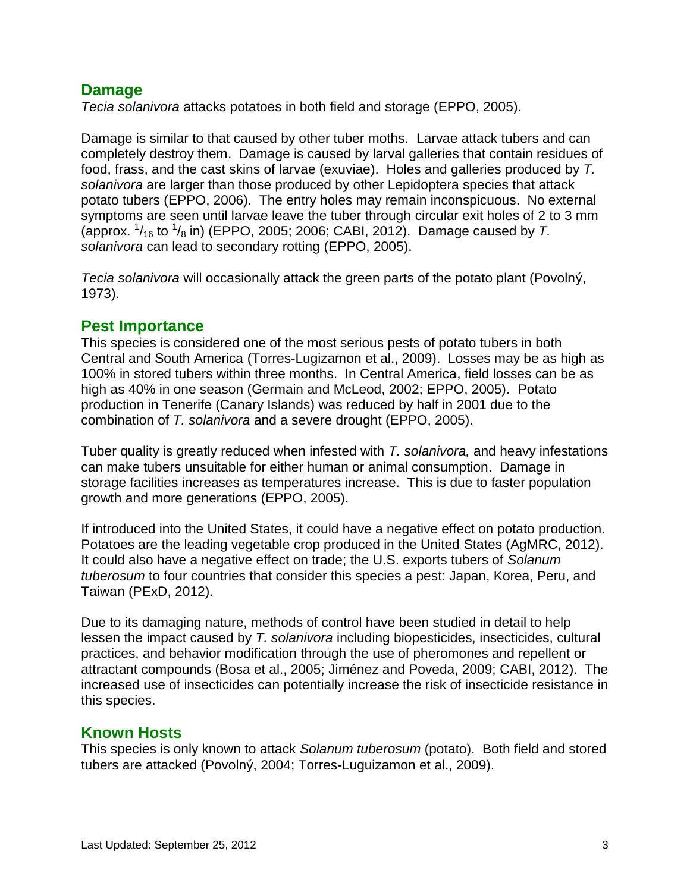## Damage

*Tecia solanivora* attacks potatoes in both field and storage (EPPO, 2005).

Damage is similar to that caused by other tuber moths. Larvae attack tubers and can completely destroy them. Damage is caused by larval galleries that contain residues of food, frass, and the cast skins of larvae (exuviae). Holes and galleries produced by *T. solanivora* are larger than those produced by other Lepidoptera species that attack potato tubers (EPPO, 2006). The entry holes may remain inconspicuous. No external symptoms are seen until larvae leave the tuber through circular exit holes of 2 to 3 mm (approx. $^{1}/_{16}$ to $^{1}/_{8}$ in) (EPPO, 2005; 2006; CABI, 2012). Damage caused by *T. solanivora* can lead to secondary rotting (EPPO, 2005).

*Tecia solanivora* will occasionally attack the green parts of the potato plant (Povolný, 1973).

## Pest Importance

This species is considered one of the most serious pests of potato tubers in both Central and South America (Torres-Lugizamon et al., 2009). Losses may be as high as 100% in stored tubers within three months. In Central America, field losses can be as high as 40% in one season (Germain and McLeod, 2002; EPPO, 2005). Potato production in Tenerife (Canary Islands) was reduced by half in 2001 due to the combination of *T. solanivora* and a severe drought (EPPO, 2005).

Tuber quality is greatly reduced when infested with *T. solanivora,* and heavy infestations can make tubers unsuitable for either human or animal consumption. Damage in storage facilities increases as temperatures increase. This is due to faster population growth and more generations (EPPO, 2005).

If introduced into the United States, it could have a negative effect on potato production. Potatoes are the leading vegetable crop produced in the United States (AgMRC, 2012). It could also have a negative effect on trade; the U.S. exports tubers of *Solanum tuberosum* to four countries that consider this species a pest: Japan, Korea, Peru, and Taiwan (PExD, 2012).

Due to its damaging nature, methods of control have been studied in detail to help lessen the impact caused by *T. solanivora* including biopesticides, insecticides, cultural practices, and behavior modification through the use of pheromones and repellent or attractant compounds (Bosa et al., 2005; Jiménez and Poveda, 2009; CABI, 2012). The increased use of insecticides can potentially increase the risk of insecticide resistance in this species.

## Known Hosts

This species is only known to attack *Solanum tuberosum* (potato). Both field and stored tubers are attacked (Povolný, 2004; Torres-Luguizamon et al., 2009).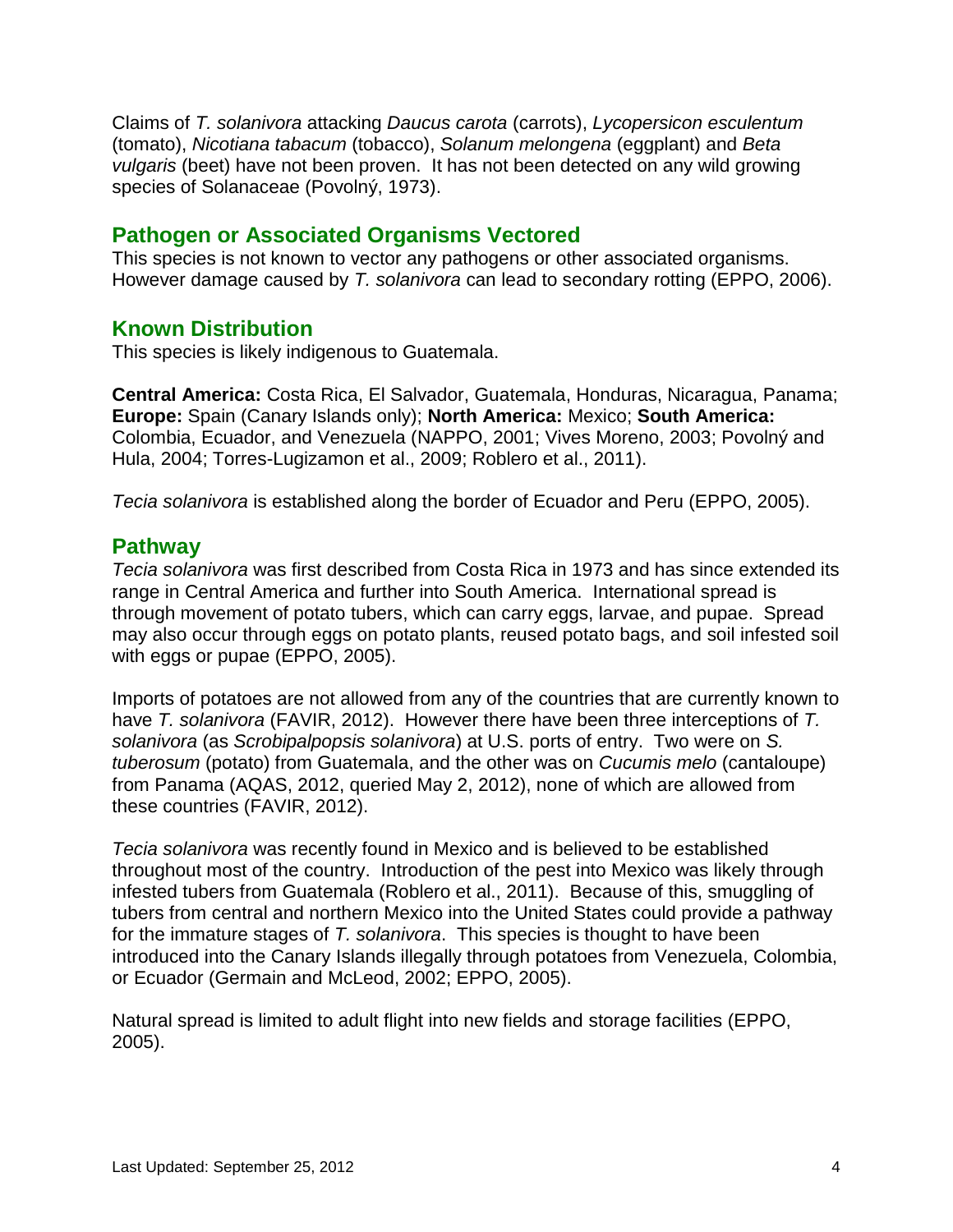Claims of *T. solanivora* attacking *Daucus carota* (carrots), *Lycopersicon esculentum* (tomato), *Nicotiana tabacum* (tobacco), *Solanum melongena* (eggplant) and *Beta vulgaris* (beet) have not been proven. It has not been detected on any wild growing species of Solanaceae (Povolný, 1973).

## Pathogen or Associated Organisms Vectored

This species is not known to vector any pathogens or other associated organisms. However damage caused by *T. solanivora* can lead to secondary rotting (EPPO, 2006).

## Known Distribution

This species is likely indigenous to Guatemala.

**Central America:** Costa Rica, El Salvador, Guatemala, Honduras, Nicaragua, Panama; **Europe:** Spain (Canary Islands only); **North America:** Mexico; **South America:** Colombia, Ecuador, and Venezuela (NAPPO, 2001; Vives Moreno, 2003; Povolný and Hula, 2004; Torres-Lugizamon et al., 2009; Roblero et al., 2011).

*Tecia solanivora* is established along the border of Ecuador and Peru (EPPO, 2005).

## Pathway

*Tecia solanivora* was first described from Costa Rica in 1973 and has since extended its range in Central America and further into South America. International spread is through movement of potato tubers, which can carry eggs, larvae, and pupae. Spread may also occur through eggs on potato plants, reused potato bags, and soil infested soil with eggs or pupae (EPPO, 2005).

Imports of potatoes are not allowed from any of the countries that are currently known to have *T. solanivora* (FAVIR, 2012). However there have been three interceptions of *T. solanivora* (as *Scrobipalpopsis solanivora*) at U.S. ports of entry. Two were on *S. tuberosum* (potato) from Guatemala, and the other was on *Cucumis melo* (cantaloupe) from Panama (AQAS, 2012, queried May 2, 2012), none of which are allowed from these countries (FAVIR, 2012).

*Tecia solanivora* was recently found in Mexico and is believed to be established throughout most of the country. Introduction of the pest into Mexico was likely through infested tubers from Guatemala (Roblero et al., 2011). Because of this, smuggling of tubers from central and northern Mexico into the United States could provide a pathway for the immature stages of *T. solanivora*. This species is thought to have been introduced into the Canary Islands illegally through potatoes from Venezuela, Colombia, or Ecuador (Germain and McLeod, 2002; EPPO, 2005).

Natural spread is limited to adult flight into new fields and storage facilities (EPPO, 2005).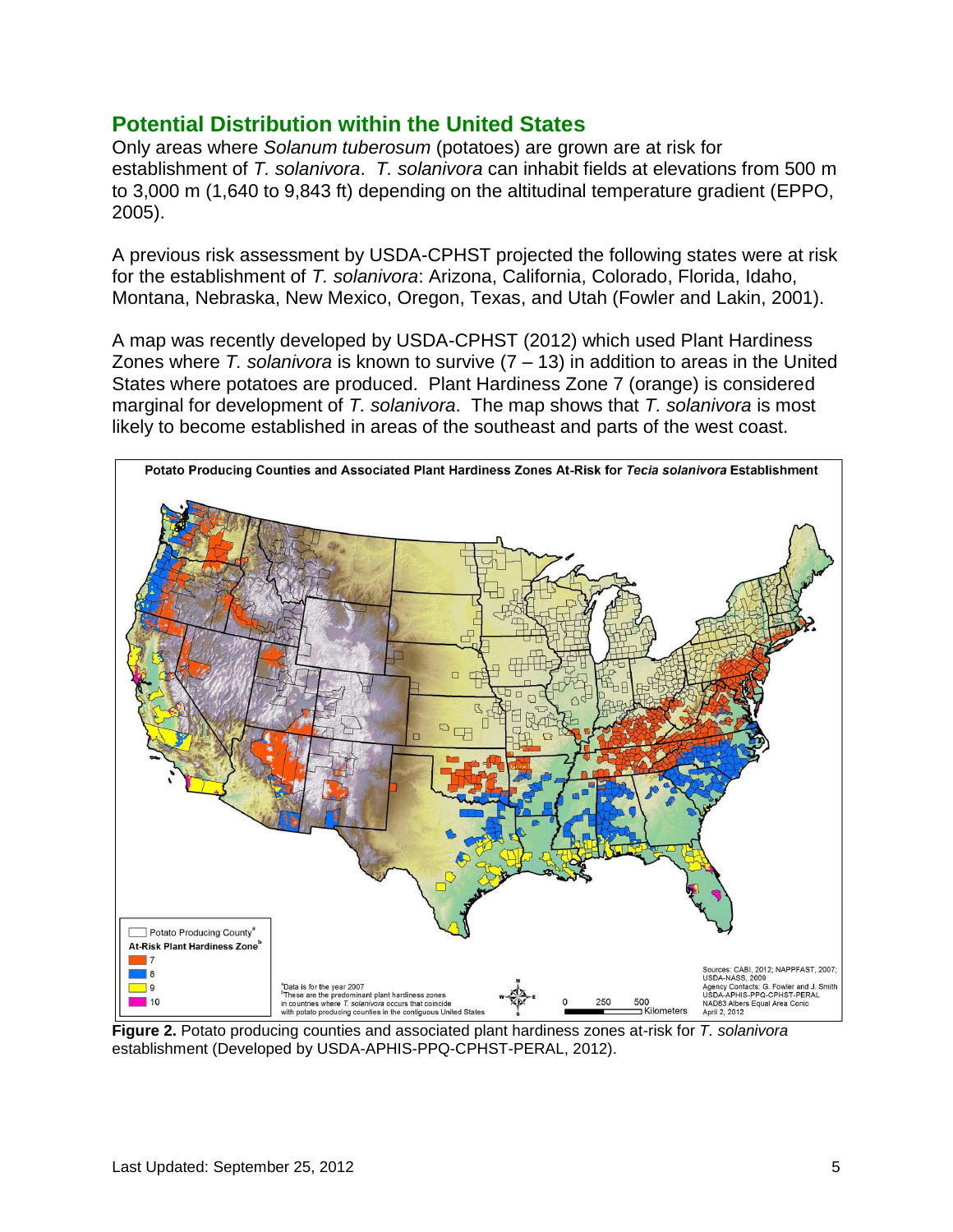## Potential Distribution within the United States

Only areas where *Solanum tuberosum* (potatoes) are grown are at risk for establishment of *T. solanivora*. *T. solanivora* can inhabit fields at elevations from 500 m to 3,000 m (1,640 to 9,843 ft) depending on the altitudinal temperature gradient (EPPO, 2005).

A previous risk assessment by USDA-CPHST projected the following states were at risk for the establishment of *T. solanivora*: Arizona, California, Colorado, Florida, Idaho, Montana, Nebraska, New Mexico, Oregon, Texas, and Utah (Fowler and Lakin, 2001).

A map was recently developed by USDA-CPHST (2012) which used Plant Hardiness Zones where *T. solanivora* is known to survive (7 – 13) in addition to areas in the United States where potatoes are produced. Plant Hardiness Zone 7 (orange) is considered marginal for development of *T. solanivora*. The map shows that *T. solanivora* is most likely to become established in areas of the southeast and parts of the west coast.

**Figure 2.** Potato producing counties and associated plant hardiness zones at-risk for *T. solanivora* establishment (Developed by USDA-APHIS-PPQ-CPHST-PERAL, 2012).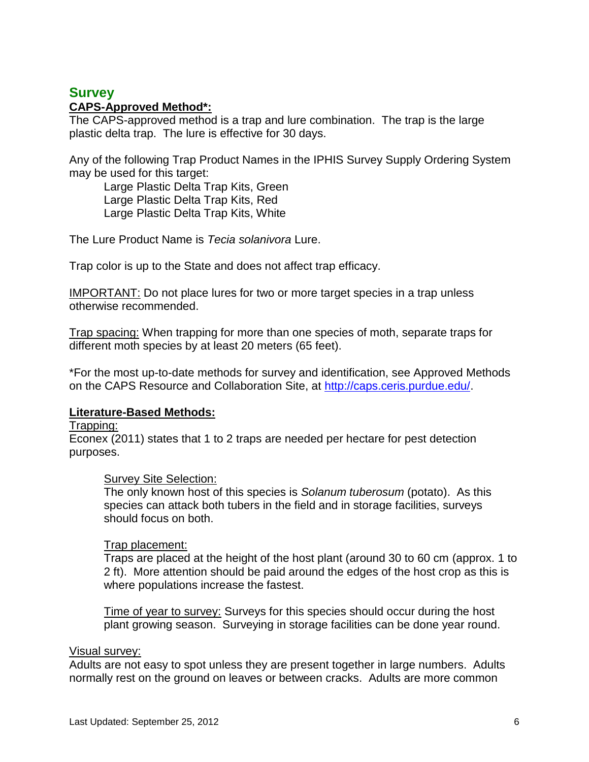## Survey

**CAPS-Approved Method*:**

The CAPS-approved method is a trap and lure combination. The trap is the large plastic delta trap. The lure is effective for 30 days.

Any of the following Trap Product Names in the IPHIS Survey Supply Ordering System may be used for this target:

- Large Plastic Delta Trap Kits, Green
- Large Plastic Delta Trap Kits, Red
- Large Plastic Delta Trap Kits, White

The Lure Product Name is *Tecia solanivora* Lure.

Trap color is up to the State and does not affect trap efficacy.

IMPORTANT: Do not place lures for two or more target species in a trap unless otherwise recommended.

Trap spacing: When trapping for more than one species of moth, separate traps for different moth species by at least 20 meters (65 feet).

*For the most up-to-date methods for survey and identification, see Approved Methods on the CAPS Resource and Collaboration Site, at http://caps.ceris.purdue.edu/.

**Literature-Based Methods:**

Trapping:

Econex (2011) states that 1 to 2 traps are needed per hectare for pest detection purposes.

Survey Site Selection:

The only known host of this species is *Solanum tuberosum* (potato). As this species can attack both tubers in the field and in storage facilities, surveys should focus on both.

Trap placement:

Traps are placed at the height of the host plant (around 30 to 60 cm (approx. 1 to 2 ft). More attention should be paid around the edges of the host crop as this is where populations increase the fastest.

Time of year to survey: Surveys for this species should occur during the host plant growing season. Surveying in storage facilities can be done year round.

Visual survey:

Adults are not easy to spot unless they are present together in large numbers. Adults normally rest on the ground on leaves or between cracks. Adults are more common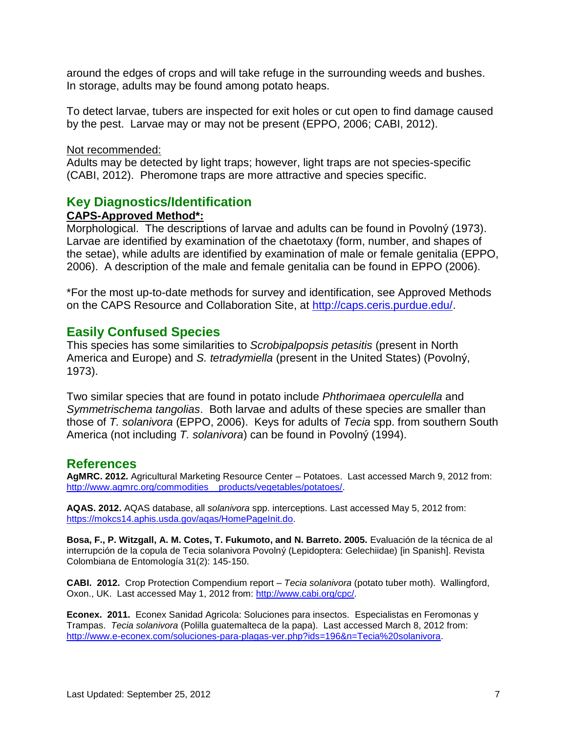around the edges of crops and will take refuge in the surrounding weeds and bushes. In storage, adults may be found among potato heaps.

To detect larvae, tubers are inspected for exit holes or cut open to find damage caused by the pest. Larvae may or may not be present (EPPO, 2006; CABI, 2012).

Not recommended:
Adults may be detected by light traps; however, light traps are not species-specific (CABI, 2012). Pheromone traps are more attractive and species specific.

## Key Diagnostics/Identification

**CAPS-Approved Method*:**
Morphological. The descriptions of larvae and adults can be found in Povolný (1973). Larvae are identified by examination of the chaetotaxy (form, number, and shapes of the setae), while adults are identified by examination of male or female genitalia (EPPO, 2006). A description of the male and female genitalia can be found in EPPO (2006).

*For the most up-to-date methods for survey and identification, see Approved Methods on the CAPS Resource and Collaboration Site, at http://caps.ceris.purdue.edu/.

## Easily Confused Species

This species has some similarities to *Scrobipalpopsis petasitis* (present in North America and Europe) and *S. tetradymiella* (present in the United States) (Povolný, 1973).

Two similar species that are found in potato include *Phthorimaea operculella* and *Symmetrischema tangolias*. Both larvae and adults of these species are smaller than those of *T. solanivora* (EPPO, 2006). Keys for adults of *Tecia* spp. from southern South America (not including *T. solanivora*) can be found in Povolný (1994).

## References

**AgMRC. 2012.** Agricultural Marketing Resource Center – Potatoes. Last accessed March 9, 2012 from: http://www.agmrc.org/commodities__products/vegetables/potatoes/.

**AQAS. 2012.** AQAS database, all *solanivora* spp. interceptions. Last accessed May 5, 2012 from: https://mokcs14.aphis.usda.gov/aqas/HomePageInit.do.

**Bosa, F., P. Witzgall, A. M. Cotes, T. Fukumoto, and N. Barreto. 2005.** Evaluación de la técnica de al interrupción de la copula de Tecia solanivora Povolný (Lepidoptera: Gelechiidae) [in Spanish]. Revista Colombiana de Entomología 31(2): 145-150.

**CABI. 2012.** Crop Protection Compendium report – *Tecia solanivora* (potato tuber moth). Wallingford, Oxon., UK. Last accessed May 1, 2012 from: http://www.cabi.org/cpc/.

**Econex. 2011.** Econex Sanidad Agricola: Soluciones para insectos. Especialistas en Feromonas y Trampas. *Tecia solanivora* (Polilla guatemalteca de la papa). Last accessed March 8, 2012 from: http://www.e-econex.com/soluciones-para-plagas-ver.php?ids=196&n=Tecia%20solanivora.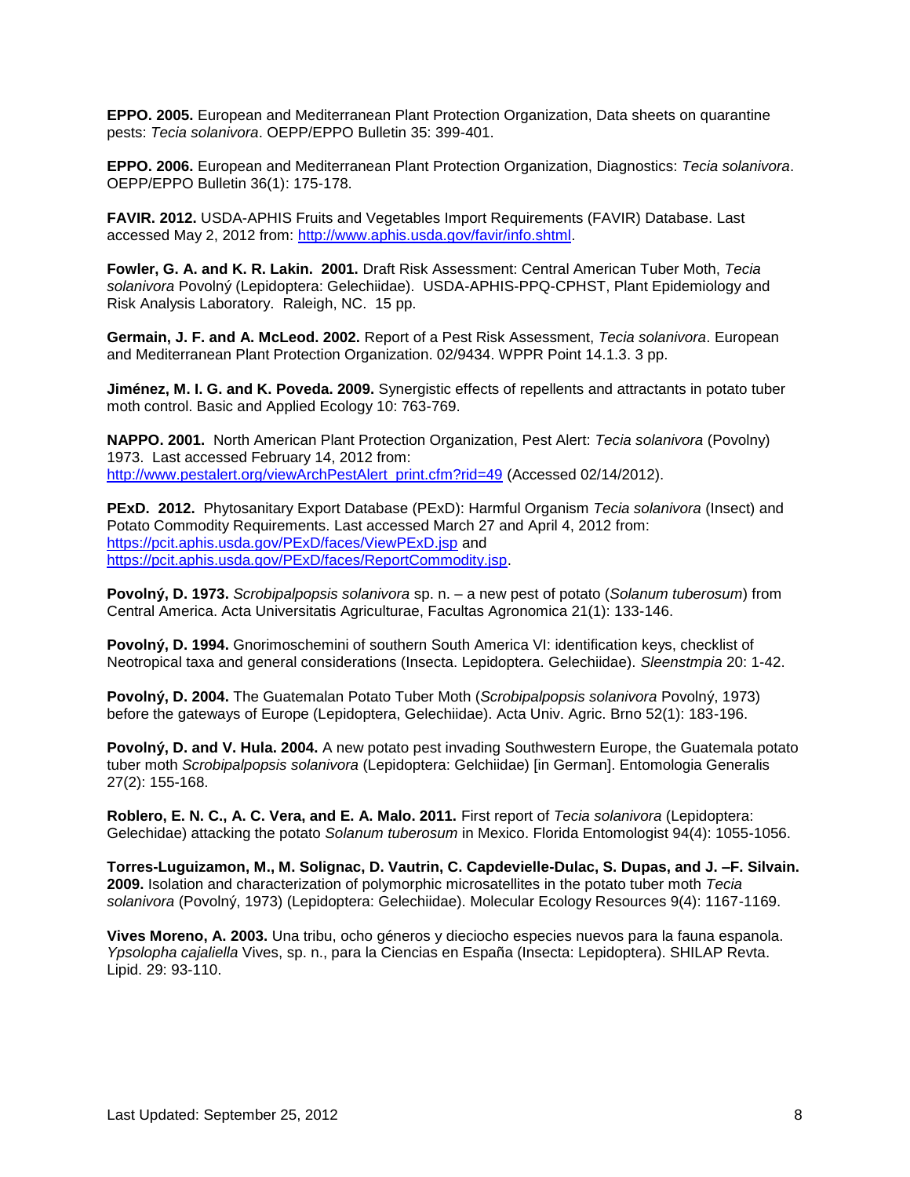**EPPO. 2005.** European and Mediterranean Plant Protection Organization, Data sheets on quarantine pests: *Tecia solanivora*. OEPP/EPPO Bulletin 35: 399-401.

**EPPO. 2006.** European and Mediterranean Plant Protection Organization, Diagnostics: *Tecia solanivora*. OEPP/EPPO Bulletin 36(1): 175-178.

**FAVIR. 2012.** USDA-APHIS Fruits and Vegetables Import Requirements (FAVIR) Database. Last accessed May 2, 2012 from: http://www.aphis.usda.gov/favir/info.shtml.

**Fowler, G. A. and K. R. Lakin. 2001.** Draft Risk Assessment: Central American Tuber Moth, *Tecia solanivora* Povolný (Lepidoptera: Gelechiidae). USDA-APHIS-PPQ-CPHST, Plant Epidemiology and Risk Analysis Laboratory. Raleigh, NC. 15 pp.

**Germain, J. F. and A. McLeod. 2002.** Report of a Pest Risk Assessment, *Tecia solanivora*. European and Mediterranean Plant Protection Organization. 02/9434. WPPR Point 14.1.3. 3 pp.

**Jiménez, M. I. G. and K. Poveda. 2009.** Synergistic effects of repellents and attractants in potato tuber moth control. Basic and Applied Ecology 10: 763-769.

**NAPPO. 2001.** North American Plant Protection Organization, Pest Alert: *Tecia solanivora* (Povolny) 1973. Last accessed February 14, 2012 from: http://www.pestalert.org/viewArchPestAlert_print.cfm?rid=49 (Accessed 02/14/2012).

**PExD. 2012.** Phytosanitary Export Database (PExD): Harmful Organism *Tecia solanivora* (Insect) and Potato Commodity Requirements. Last accessed March 27 and April 4, 2012 from: https://pcit.aphis.usda.gov/PExD/faces/ViewPExD.jsp and https://pcit.aphis.usda.gov/PExD/faces/ReportCommodity.jsp.

**Povolný, D. 1973.** *Scrobipalpopsis solanivora* sp. n. – a new pest of potato (*Solanum tuberosum*) from Central America. Acta Universitatis Agriculturae, Facultas Agronomica 21(1): 133-146.

**Povolný, D. 1994.** Gnorimoschemini of southern South America VI: identification keys, checklist of Neotropical taxa and general considerations (Insecta. Lepidoptera. Gelechiidae). *Sleenstmpia* 20: 1-42.

**Povolný, D. 2004.** The Guatemalan Potato Tuber Moth (*Scrobipalpopsis solanivora* Povolný, 1973) before the gateways of Europe (Lepidoptera, Gelechiidae). Acta Univ. Agric. Brno 52(1): 183-196.

**Povolný, D. and V. Hula. 2004.** A new potato pest invading Southwestern Europe, the Guatemala potato tuber moth *Scrobipalpopsis solanivora* (Lepidoptera: Gelchiidae) [in German]. Entomologia Generalis 27(2): 155-168.

**Roblero, E. N. C., A. C. Vera, and E. A. Malo. 2011.** First report of *Tecia solanivora* (Lepidoptera: Gelechidae) attacking the potato *Solanum tuberosum* in Mexico. Florida Entomologist 94(4): 1055-1056.

**Torres-Luguizamon, M., M. Solignac, D. Vautrin, C. Capdevielle-Dulac, S. Dupas, and J. –F. Silvain. 2009.** Isolation and characterization of polymorphic microsatellites in the potato tuber moth *Tecia solanivora* (Povolný, 1973) (Lepidoptera: Gelechiidae). Molecular Ecology Resources 9(4): 1167-1169.

**Vives Moreno, A. 2003.** Una tribu, ocho géneros y dieciocho especies nuevos para la fauna espanola. *Ypsolopha cajaliella* Vives, sp. n., para la Ciencias en España (Insecta: Lepidoptera). SHILAP Revta. Lipid. 29: 93-110.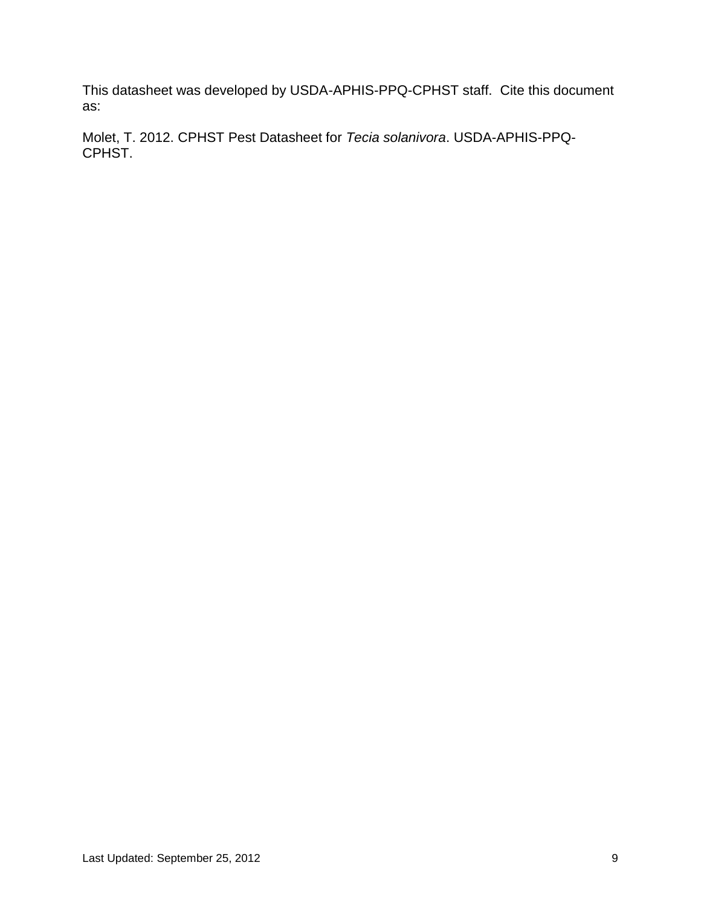This datasheet was developed by USDA-APHIS-PPQ-CPHST staff. Cite this document as:

Molet, T. 2012. CPHST Pest Datasheet for *Tecia solanivora*. USDA-APHIS-PPQ-CPHST.